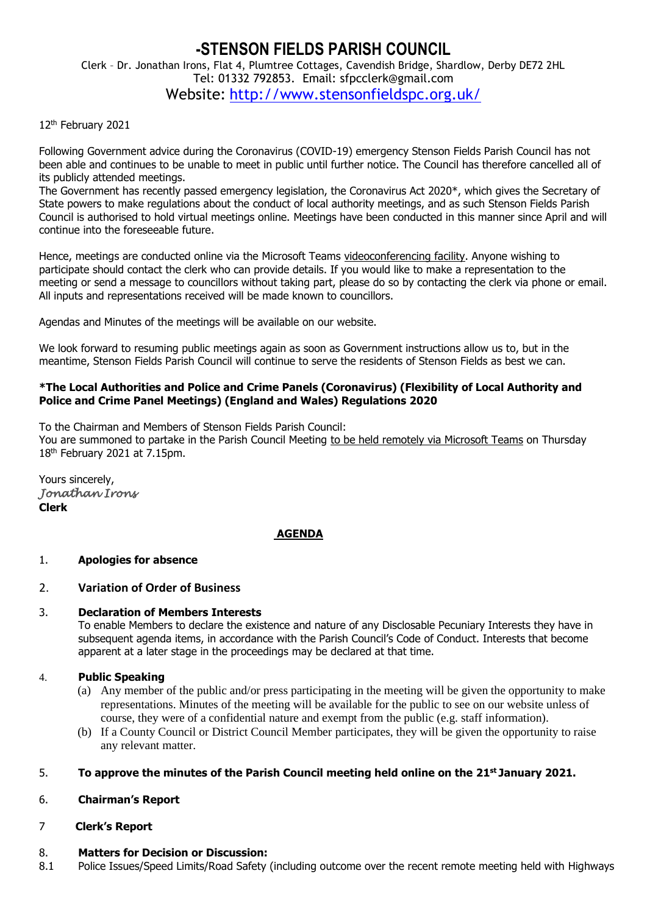# -STENSON FIELDS PARISH COUNCIL

Clerk – Dr. Jonathan Irons, Flat 4, Plumtree Cottages, Cavendish Bridge, Shardlow, Derby DE72 2HL
Tel: 01332 792853. Email: sfpcclerk@gmail.com
Website: http://www.stensonfieldspc.org.uk/

12th February 2021

Following Government advice during the Coronavirus (COVID-19) emergency Stenson Fields Parish Council has not been able and continues to be unable to meet in public until further notice. The Council has therefore cancelled all of its publicly attended meetings.
The Government has recently passed emergency legislation, the Coronavirus Act 2020*, which gives the Secretary of State powers to make regulations about the conduct of local authority meetings, and as such Stenson Fields Parish Council is authorised to hold virtual meetings online. Meetings have been conducted in this manner since April and will continue into the foreseeable future.

Hence, meetings are conducted online via the Microsoft Teams videoconferencing facility. Anyone wishing to participate should contact the clerk who can provide details. If you would like to make a representation to the meeting or send a message to councillors without taking part, please do so by contacting the clerk via phone or email. All inputs and representations received will be made known to councillors.

Agendas and Minutes of the meetings will be available on our website.

We look forward to resuming public meetings again as soon as Government instructions allow us to, but in the meantime, Stenson Fields Parish Council will continue to serve the residents of Stenson Fields as best we can.

**\*The Local Authorities and Police and Crime Panels (Coronavirus) (Flexibility of Local Authority and Police and Crime Panel Meetings) (England and Wales) Regulations 2020**

To the Chairman and Members of Stenson Fields Parish Council:
You are summoned to partake in the Parish Council Meeting to be held remotely via Microsoft Teams on Thursday 18th February 2021 at 7.15pm.

Yours sincerely,
*Jonathan Irons*
**Clerk**

## AGENDA

1. **Apologies for absence**

2. **Variation of Order of Business**

3. **Declaration of Members Interests**
   To enable Members to declare the existence and nature of any Disclosable Pecuniary Interests they have in subsequent agenda items, in accordance with the Parish Council's Code of Conduct. Interests that become apparent at a later stage in the proceedings may be declared at that time.

4. **Public Speaking**
   (a) Any member of the public and/or press participating in the meeting will be given the opportunity to make representations. Minutes of the meeting will be available for the public to see on our website unless of course, they were of a confidential nature and exempt from the public (e.g. staff information).
   (b) If a County Council or District Council Member participates, they will be given the opportunity to raise any relevant matter.

5. **To approve the minutes of the Parish Council meeting held online on the 21st January 2021.**

6. **Chairman's Report**

7. **Clerk's Report**

8. **Matters for Decision or Discussion:**

8.1 Police Issues/Speed Limits/Road Safety (including outcome over the recent remote meeting held with Highways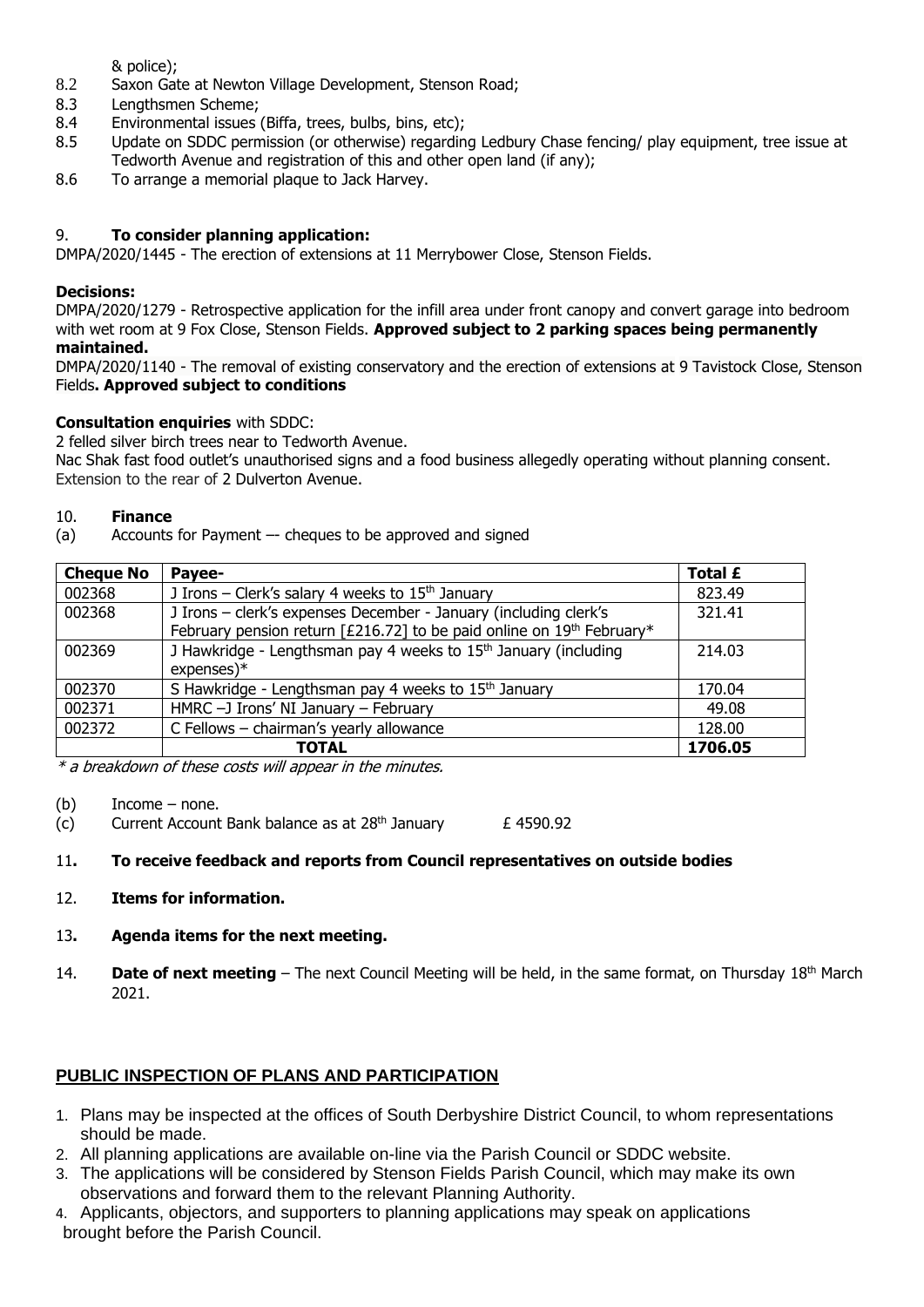& police);

8.2 Saxon Gate at Newton Village Development, Stenson Road;
8.3 Lengthsmen Scheme;
8.4 Environmental issues (Biffa, trees, bulbs, bins, etc);
8.5 Update on SDDC permission (or otherwise) regarding Ledbury Chase fencing/ play equipment, tree issue at Tedworth Avenue and registration of this and other open land (if any);
8.6 To arrange a memorial plaque to Jack Harvey.

9. **To consider planning application:**

DMPA/2020/1445 - The erection of extensions at 11 Merrybower Close, Stenson Fields.

**Decisions:**

DMPA/2020/1279 - Retrospective application for the infill area under front canopy and convert garage into bedroom with wet room at 9 Fox Close, Stenson Fields. **Approved subject to 2 parking spaces being permanently maintained.**

DMPA/2020/1140 - The removal of existing conservatory and the erection of extensions at 9 Tavistock Close, Stenson Fields**. Approved subject to conditions**

**Consultation enquiries** with SDDC:

2 felled silver birch trees near to Tedworth Avenue.

Nac Shak fast food outlet's unauthorised signs and a food business allegedly operating without planning consent.

Extension to the rear of 2 Dulverton Avenue.

10. **Finance**

(a) Accounts for Payment –- cheques to be approved and signed

| Cheque No | Payee- | Total £ |
|---|---|---|
| 002368 | J Irons – Clerk's salary 4 weeks to 15th January | 823.49 |
| 002368 | J Irons – clerk's expenses December - January (including clerk's February pension return [£216.72] to be paid online on 19th February* | 321.41 |
| 002369 | J Hawkridge - Lengthsman pay 4 weeks to 15th January (including expenses)* | 214.03 |
| 002370 | S Hawkridge - Lengthsman pay 4 weeks to 15th January | 170.04 |
| 002371 | HMRC –J Irons' NI January – February | 49.08 |
| 002372 | C Fellows – chairman's yearly allowance | 128.00 |
| | **TOTAL** | **1706.05** |

*\* a breakdown of these costs will appear in the minutes.*

(b) Income – none.

(c) Current Account Bank balance as at 28th January £ 4590.92

11**. To receive feedback and reports from Council representatives on outside bodies**

12. **Items for information.**

13**. Agenda items for the next meeting.**

14. **Date of next meeting** – The next Council Meeting will be held, in the same format, on Thursday 18th March 2021.

## PUBLIC INSPECTION OF PLANS AND PARTICIPATION

1. Plans may be inspected at the offices of South Derbyshire District Council, to whom representations should be made.
2. All planning applications are available on-line via the Parish Council or SDDC website.
3. The applications will be considered by Stenson Fields Parish Council, which may make its own observations and forward them to the relevant Planning Authority.
4. Applicants, objectors, and supporters to planning applications may speak on applications brought before the Parish Council.